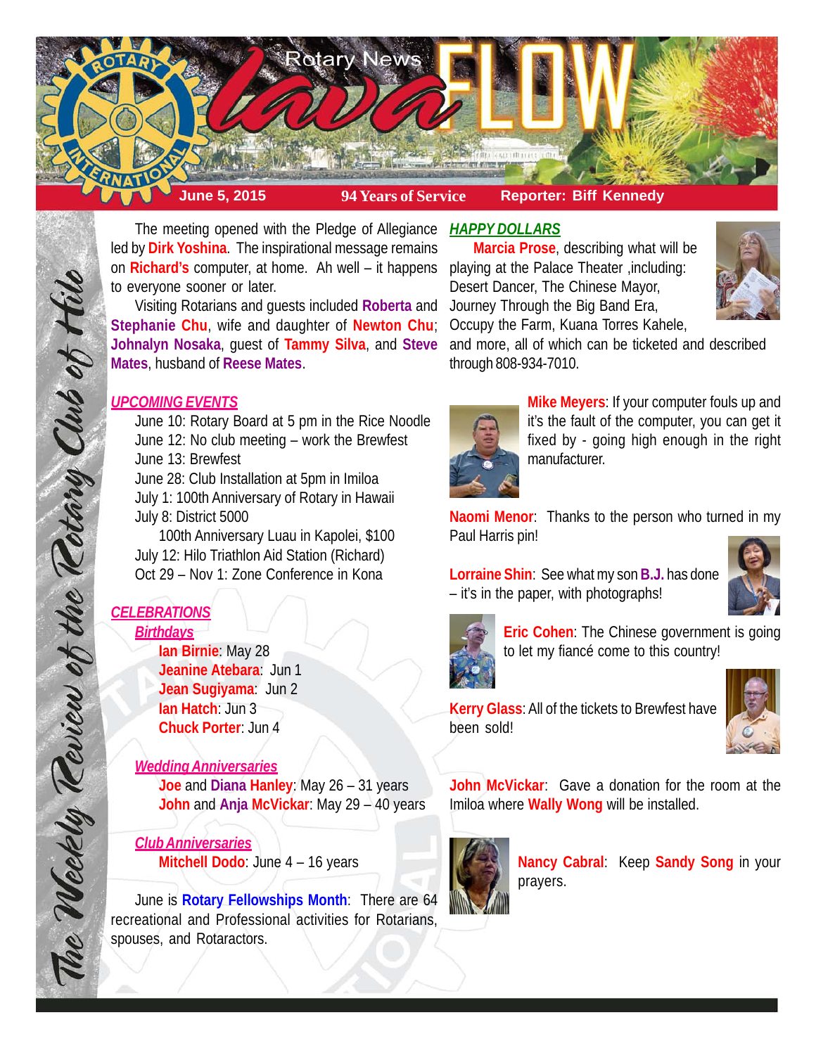# Rotary News *lava* FLOW

**June 5, 2015** | **94 Years of Service** | **Reporter: Biff Kennedy**

*The Weekly Review of the Rotary Club of Hilo*

The meeting opened with the Pledge of Allegiance led by **Dirk Yoshina**. The inspirational message remains on **Richard's** computer, at home. Ah well – it happens to everyone sooner or later.

Visiting Rotarians and guests included **Roberta** and **Stephanie Chu**, wife and daughter of **Newton Chu**; **Johnalyn Nosaka**, guest of **Tammy Silva**, and **Steve Mates**, husband of **Reese Mates**.

## *UPCOMING EVENTS*

June 10: Rotary Board at 5 pm in the Rice Noodle
June 12: No club meeting – work the Brewfest
June 13: Brewfest
June 28: Club Installation at 5pm in Imiloa
July 1: 100th Anniversary of Rotary in Hawaii
July 8: District 5000
100th Anniversary Luau in Kapolei, $100
July 12: Hilo Triathlon Aid Station (Richard)
Oct 29 – Nov 1: Zone Conference in Kona

## *CELEBRATIONS*

### *Birthdays*

**Ian Birnie**: May 28
**Jeanine Atebara**: Jun 1
**Jean Sugiyama**: Jun 2
**Ian Hatch**: Jun 3
**Chuck Porter**: Jun 4

### *Wedding Anniversaries*

**Joe** and **Diana Hanley**: May 26 – 31 years
**John** and **Anja McVickar**: May 29 – 40 years

### *Club Anniversaries*

**Mitchell Dodo**: June 4 – 16 years

June is **Rotary Fellowships Month**: There are 64 recreational and Professional activities for Rotarians, spouses, and Rotaractors.

## *HAPPY DOLLARS*

**Marcia Prose**, describing what will be playing at the Palace Theater ,including: Desert Dancer, The Chinese Mayor, Journey Through the Big Band Era, Occupy the Farm, Kuana Torres Kahele, and more, all of which can be ticketed and described through 808-934-7010.

**Mike Meyers**: If your computer fouls up and it's the fault of the computer, you can get it fixed by - going high enough in the right manufacturer.

**Naomi Menor**: Thanks to the person who turned in my Paul Harris pin!

**Lorraine Shin**: See what my son **B.J.** has done – it's in the paper, with photographs!

**Eric Cohen**: The Chinese government is going to let my fiancé come to this country!

**Kerry Glass**: All of the tickets to Brewfest have been sold!

**John McVickar**: Gave a donation for the room at the Imiloa where **Wally Wong** will be installed.

**Nancy Cabral**: Keep **Sandy Song** in your prayers.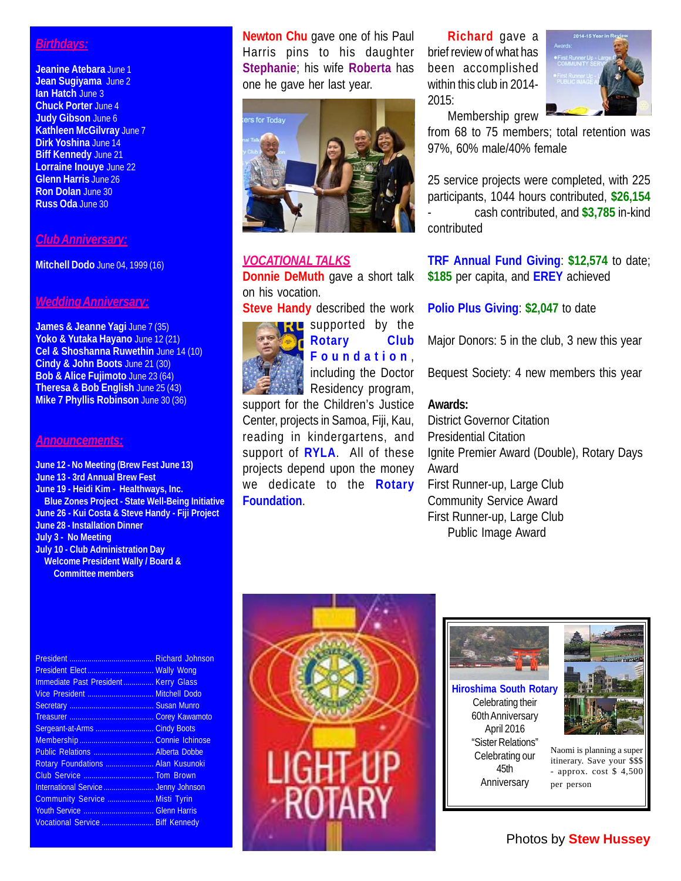## *Birthdays:*

**Jeanine Atebara** June 1
**Jean Sugiyama** June 2
**Ian Hatch** June 3
**Chuck Porter** June 4
**Judy Gibson** June 6
**Kathleen McGilvray** June 7
**Dirk Yoshina** June 14
**Biff Kennedy** June 21
**Lorraine Inouye** June 22
**Glenn Harris** June 26
**Ron Dolan** June 30
**Russ Oda** June 30

## *Club Anniversary:*

**Mitchell Dodo** June 04, 1999 (16)

## *Wedding Anniversary:*

**James & Jeanne Yagi** June 7 (35)
**Yoko & Yutaka Hayano** June 12 (21)
**Cel & Shoshanna Ruwethin** June 14 (10)
**Cindy & John Boots** June 21 (30)
**Bob & Alice Fujimoto** June 23 (64)
**Theresa & Bob English** June 25 (43)
**Mike 7 Phyllis Robinson** June 30 (36)

## *Announcements:*

**June 12 - No Meeting (Brew Fest June 13)**
**June 13 - 3rd Annual Brew Fest**
**June 19 - Heidi Kim - Healthways, Inc. Blue Zones Project - State Well-Being Initiative**
**June 26 - Kui Costa & Steve Handy - Fiji Project**
**June 28 - Installation Dinner**
**July 3 - No Meeting**
**July 10 - Club Administration Day Welcome President Wally / Board & Committee members**

| | |
|---|---|
| President | Richard Johnson |
| President Elect | Wally Wong |
| Immediate Past President | Kerry Glass |
| Vice President | Mitchell Dodo |
| Secretary | Susan Munro |
| Treasurer | Corey Kawamoto |
| Sergeant-at-Arms | Cindy Boots |
| Membership | Connie Ichinose |
| Public Relations | Alberta Dobbe |
| Rotary Foundations | Alan Kusunoki |
| Club Service | Tom Brown |
| International Service | Jenny Johnson |
| Community Service | Misti Tyrin |
| Youth Service | Glenn Harris |
| Vocational Service | Biff Kennedy |

**Newton Chu** gave one of his Paul Harris pins to his daughter **Stephanie**; his wife **Roberta** has one he gave her last year.

## *VOCATIONAL TALKS*

**Donnie DeMuth** gave a short talk on his vocation.

**Steve Handy** described the work supported by the **Rotary Club Foundation**, including the Doctor Residency program, support for the Children's Justice Center, projects in Samoa, Fiji, Kau, reading in kindergartens, and support of **RYLA**. All of these projects depend upon the money we dedicate to the **Rotary Foundation**.

**Richard** gave a brief review of what has been accomplished within this club in 2014-2015:

Membership grew from 68 to 75 members; total retention was 97%, 60% male/40% female

25 service projects were completed, with 225 participants, 1044 hours contributed, **$26,154** - cash contributed, and **$3,785** in-kind contributed

**TRF Annual Fund Giving**: **$12,574** to date; **$185** per capita, and **EREY** achieved

**Polio Plus Giving**: **$2,047** to date

Major Donors: 5 in the club, 3 new this year

Bequest Society: 4 new members this year

**Awards:**
District Governor Citation
Presidential Citation
Ignite Premier Award (Double), Rotary Days Award
First Runner-up, Large Club Community Service Award
First Runner-up, Large Club Public Image Award

**Hiroshima South Rotary**
Celebrating their 60th Anniversary
April 2016
"Sister Relations"
Celebrating our 45th Anniversary

Naomi is planning a super itinerary. Save your $$$ - approx. cost $ 4,500 per person

Photos by **Stew Hussey**